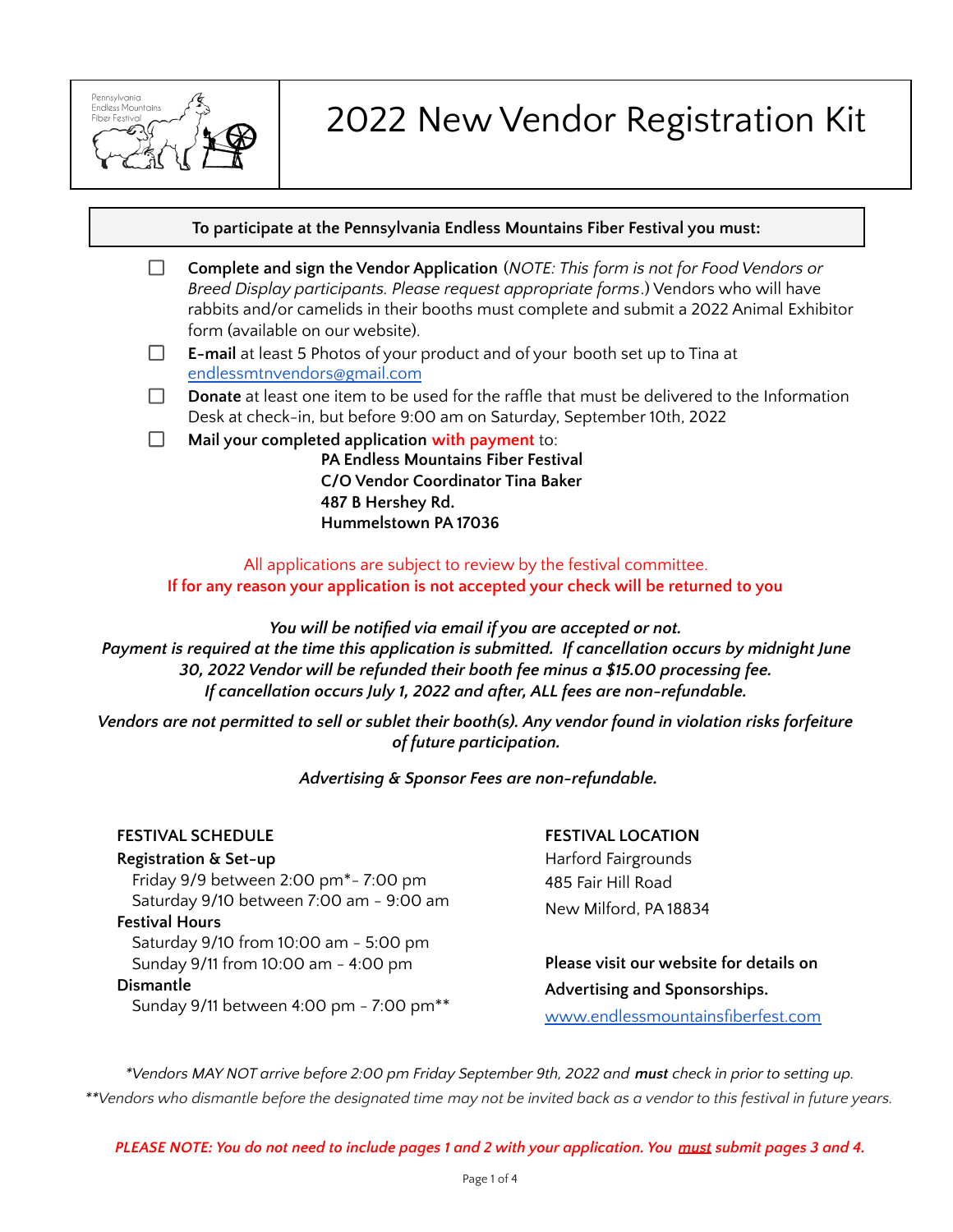# 2022 New Vendor Registration Kit

Pennsylvania Endless Mountains Fiber Festival

**To participate at the Pennsylvania Endless Mountains Fiber Festival you must:**

- [ ] **Complete and sign the Vendor Application** (*NOTE: This form is not for Food Vendors or Breed Display participants. Please request appropriate forms*.) Vendors who will have rabbits and/or camelids in their booths must complete and submit a 2022 Animal Exhibitor form (available on our website).
- [ ] **E-mail** at least 5 Photos of your product and of your booth set up to Tina at endlessmtnvendors@gmail.com
- [ ] **Donate** at least one item to be used for the raffle that must be delivered to the Information Desk at check-in, but before 9:00 am on Saturday, September 10th, 2022
- [ ] **Mail your completed application with payment** to:
  **PA Endless Mountains Fiber Festival**
  **C/O Vendor Coordinator Tina Baker**
  **487 B Hershey Rd.**
  **Hummelstown PA 17036**

All applications are subject to review by the festival committee.
**If for any reason your application is not accepted your check will be returned to you**

***You will be notified via email if you are accepted or not.***
***Payment is required at the time this application is submitted. If cancellation occurs by midnight June 30, 2022 Vendor will be refunded their booth fee minus a $15.00 processing fee.***
***If cancellation occurs July 1, 2022 and after, ALL fees are non-refundable.***

***Vendors are not permitted to sell or sublet their booth(s). Any vendor found in violation risks forfeiture of future participation.***

***Advertising & Sponsor Fees are non-refundable.***

**FESTIVAL SCHEDULE**

**Registration & Set-up**
Friday 9/9 between 2:00 pm*- 7:00 pm
Saturday 9/10 between 7:00 am - 9:00 am

**Festival Hours**
Saturday 9/10 from 10:00 am - 5:00 pm
Sunday 9/11 from 10:00 am - 4:00 pm

**Dismantle**
Sunday 9/11 between 4:00 pm - 7:00 pm**

**FESTIVAL LOCATION**
Harford Fairgrounds
485 Fair Hill Road
New Milford, PA 18834

**Please visit our website for details on Advertising and Sponsorships.**
www.endlessmountainsfiberfest.com

*\*Vendors MAY NOT arrive before 2:00 pm Friday September 9th, 2022 and **must** check in prior to setting up.*
*\*\*Vendors who dismantle before the designated time may not be invited back as a vendor to this festival in future years.*

***PLEASE NOTE: You do not need to include pages 1 and 2 with your application. You must submit pages 3 and 4.***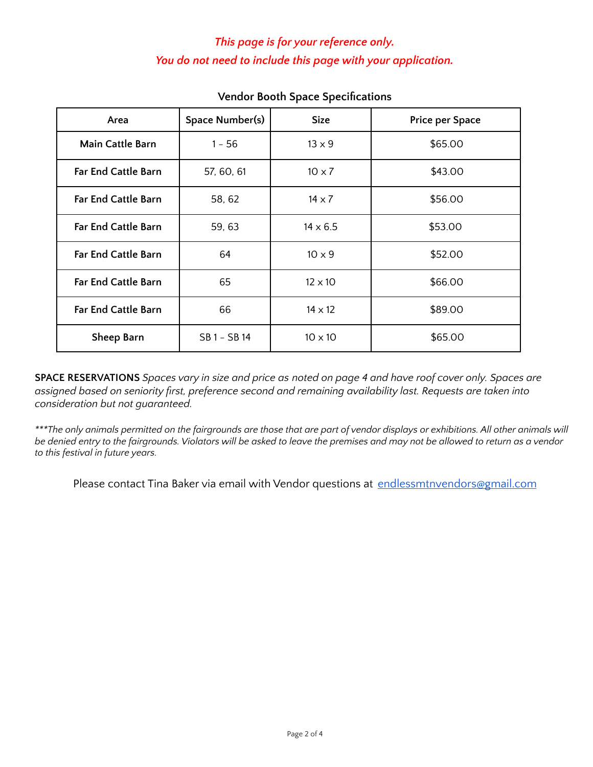*This page is for your reference only.*
*You do not need to include this page with your application.*

## Vendor Booth Space Specifications

| Area | Space Number(s) | Size | Price per Space |
| --- | --- | --- | --- |
| **Main Cattle Barn** | 1 – 56 | 13 x 9 | $65.00 |
| **Far End Cattle Barn** | 57, 60, 61 | 10 x 7 | $43.00 |
| **Far End Cattle Barn** | 58, 62 | 14 x 7 | $56.00 |
| **Far End Cattle Barn** | 59, 63 | 14 x 6.5 | $53.00 |
| **Far End Cattle Barn** | 64 | 10 x 9 | $52.00 |
| **Far End Cattle Barn** | 65 | 12 x 10 | $66.00 |
| **Far End Cattle Barn** | 66 | 14 x 12 | $89.00 |
| **Sheep Barn** | SB 1 – SB 14 | 10 x 10 | $65.00 |

**SPACE RESERVATIONS** *Spaces vary in size and price as noted on page 4 and have roof cover only. Spaces are assigned based on seniority first, preference second and remaining availability last. Requests are taken into consideration but not guaranteed.*

****The only animals permitted on the fairgrounds are those that are part of vendor displays or exhibitions. All other animals will be denied entry to the fairgrounds. Violators will be asked to leave the premises and may not be allowed to return as a vendor to this festival in future years.*

Please contact Tina Baker via email with Vendor questions at [endlessmtnvendors@gmail.com](mailto:endlessmtnvendors@gmail.com)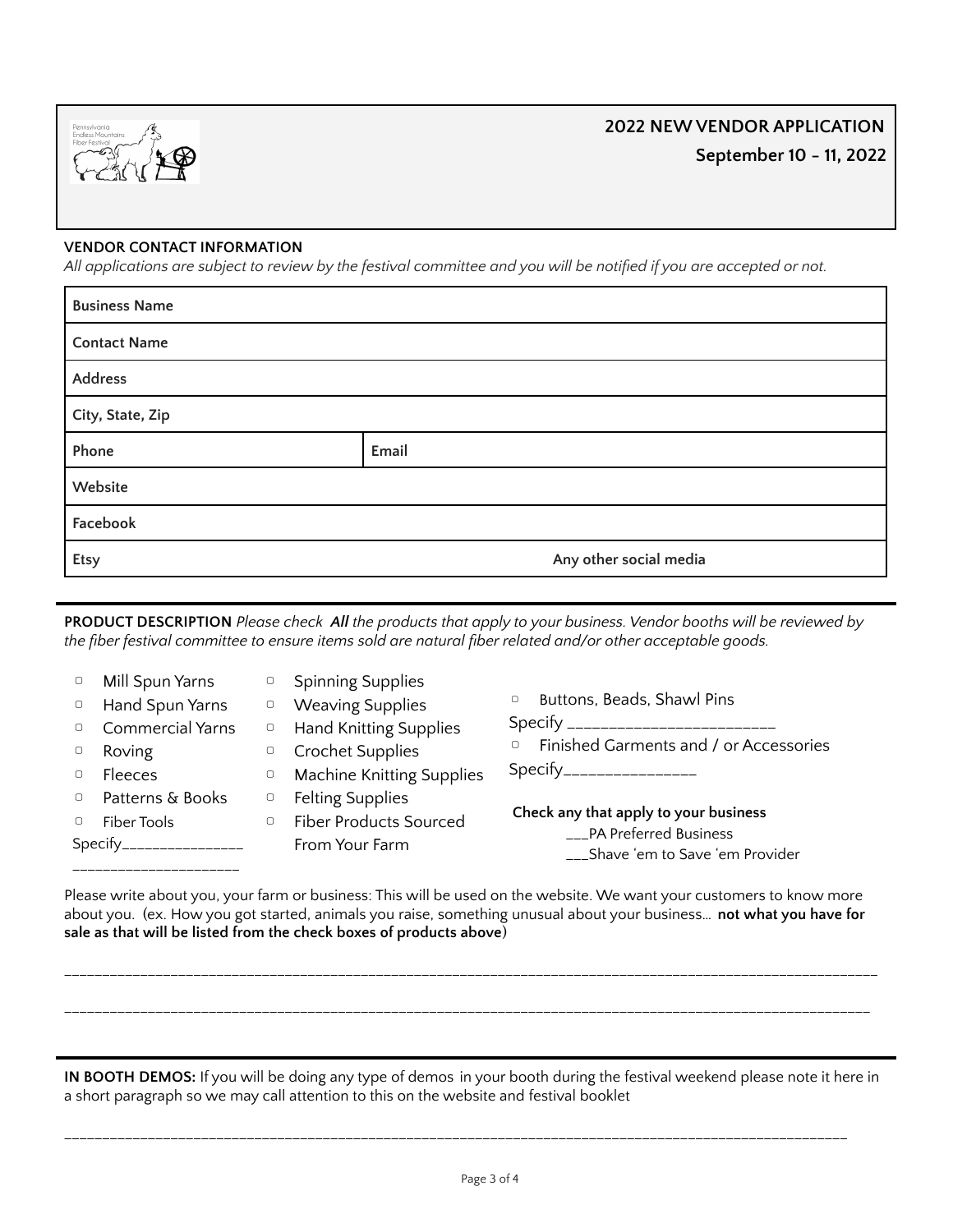## 2022 NEW VENDOR APPLICATION

**September 10 - 11, 2022**

**VENDOR CONTACT INFORMATION**

*All applications are subject to review by the festival committee and you will be notified if you are accepted or not.*

| **Business Name** | |
|---|---|
| **Contact Name** | |
| **Address** | |
| **City, State, Zip** | |
| **Phone** | **Email** |
| **Website** | |
| **Facebook** | |
| **Etsy** | **Any other social media** |

**PRODUCT DESCRIPTION** *Please check* ***All*** *the products that apply to your business. Vendor booths will be reviewed by the fiber festival committee to ensure items sold are natural fiber related and/or other acceptable goods.*

- ▢ Mill Spun Yarns
- ▢ Hand Spun Yarns
- ▢ Commercial Yarns
- ▢ Roving
- ▢ Fleeces
- ▢ Patterns & Books
- ▢ Fiber Tools

Specify________________
______________________

- ▢ Spinning Supplies
- ▢ Weaving Supplies
- ▢ Hand Knitting Supplies
- ▢ Crochet Supplies
- ▢ Machine Knitting Supplies
- ▢ Felting Supplies
- ▢ Fiber Products Sourced From Your Farm

- ▢ Buttons, Beads, Shawl Pins

Specify _________________________

- ▢ Finished Garments and / or Accessories

Specify________________

**Check any that apply to your business**

___PA Preferred Business

___Shave 'em to Save 'em Provider

Please write about you, your farm or business: This will be used on the website. We want your customers to know more about you. (ex. How you got started, animals you raise, something unusual about your business… **not what you have for sale as that will be listed from the check boxes of products above**)

______________________________________________________________________________________________________

______________________________________________________________________________________________________

**IN BOOTH DEMOS:** If you will be doing any type of demos in your booth during the festival weekend please note it here in a short paragraph so we may call attention to this on the website and festival booklet

______________________________________________________________________________________________________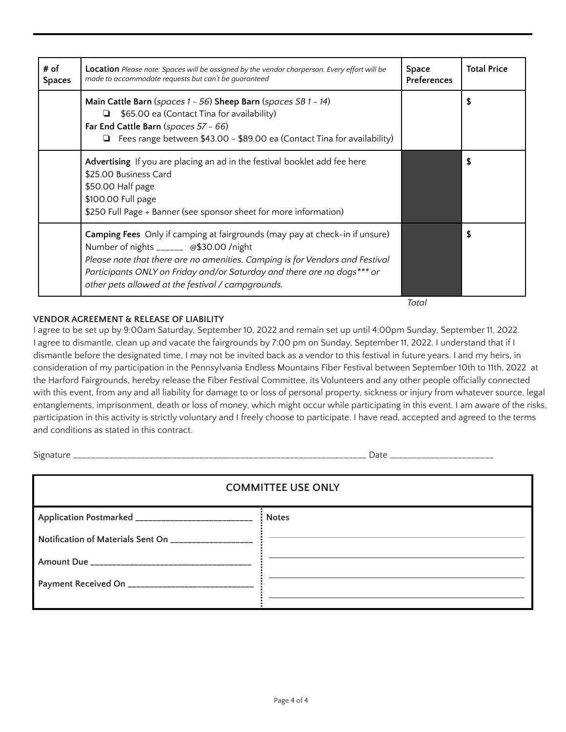| # of Spaces | **Location** *Please note: Spaces will be assigned by the vendor charperson. Every effort will be made to accommodate requests but can't be guaranteed* | Space Preferences | Total Price |
|---|---|---|---|
| | **Main Cattle Barn** (*spaces 1 - 56*) **Sheep Barn** (*spaces SB 1 - 14*)<br>❏ $65.00 ea (Contact Tina for availability)<br>**Far End Cattle Barn** (*spaces 57 - 66*)<br>❏ Fees range between $43.00 - $89.00 ea (Contact Tina for availability) | | $ |
| | **Advertising** If you are placing an ad in the festival booklet add fee here<br>$25.00 Business Card<br>$50.00 Half page<br>$100.00 Full page<br>$250 Full Page + Banner (see sponsor sheet for more information) | | $ |
| | **Camping Fees** Only if camping at fairgrounds (may pay at check-in if unsure)<br>Number of nights ______ @$30.00 /night<br>*Please note that there are no amenities. Camping is for Vendors and Festival Participants ONLY on Friday and/or Saturday and there are no dogs*** or other pets allowed at the festival / campgrounds.* | | $ |
| | | *Total* | |

**VENDOR AGREEMENT & RELEASE OF LIABILITY**

I agree to be set up by 9:00am Saturday, September 10, 2022 and remain set up until 4:00pm Sunday, September 11, 2022. I agree to dismantle, clean up and vacate the fairgrounds by 7:00 pm on Sunday, September 11, 2022. I understand that if I dismantle before the designated time, I may not be invited back as a vendor to this festival in future years. I and my heirs, in consideration of my participation in the Pennsylvania Endless Mountains Fiber Festival between September 10th to 11th, 2022 at the Harford Fairgrounds, hereby release the Fiber Festival Committee, its Volunteers and any other people officially connected with this event, from any and all liability for damage to or loss of personal property, sickness or injury from whatever source, legal entanglements, imprisonment, death or loss of money, which might occur while participating in this event. I am aware of the risks, participation in this activity is strictly voluntary and I freely choose to participate. I have read, accepted and agreed to the terms and conditions as stated in this contract.

Signature ________________________________________________________________ Date ______________________

**COMMITTEE USE ONLY**

| | |
|---|---|
| **Application Postmarked** __________________________ | **Notes** |
| **Notification of Materials Sent On** __________________ | ________________________________________ |
| **Amount Due** ____________________________________ | ________________________________________ |
| **Payment Received On** ____________________________ | ________________________________________ |
| | ________________________________________ |